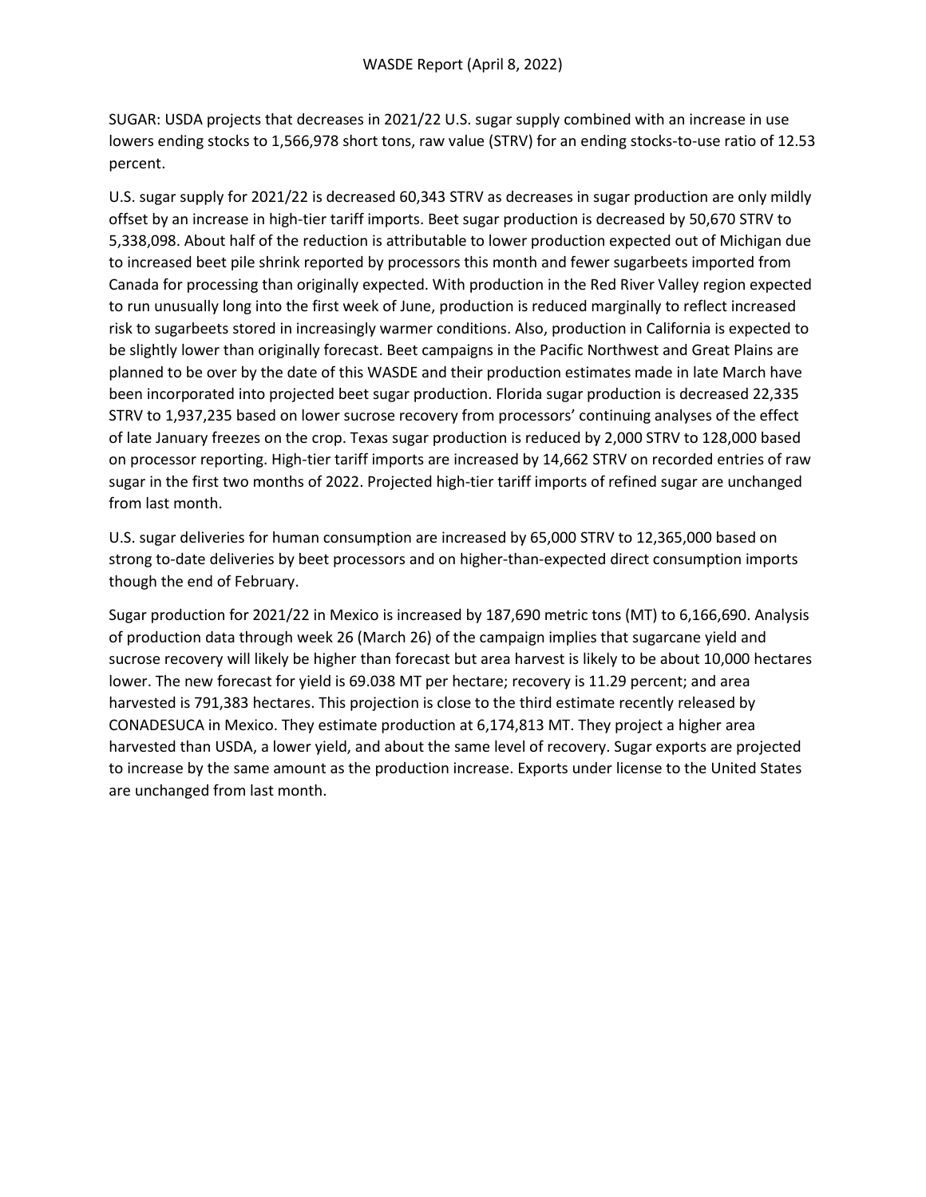WASDE Report (April 8, 2022)

SUGAR: USDA projects that decreases in 2021/22 U.S. sugar supply combined with an increase in use lowers ending stocks to 1,566,978 short tons, raw value (STRV) for an ending stocks-to-use ratio of 12.53 percent.

U.S. sugar supply for 2021/22 is decreased 60,343 STRV as decreases in sugar production are only mildly offset by an increase in high-tier tariff imports. Beet sugar production is decreased by 50,670 STRV to 5,338,098. About half of the reduction is attributable to lower production expected out of Michigan due to increased beet pile shrink reported by processors this month and fewer sugarbeets imported from Canada for processing than originally expected. With production in the Red River Valley region expected to run unusually long into the first week of June, production is reduced marginally to reflect increased risk to sugarbeets stored in increasingly warmer conditions. Also, production in California is expected to be slightly lower than originally forecast. Beet campaigns in the Pacific Northwest and Great Plains are planned to be over by the date of this WASDE and their production estimates made in late March have been incorporated into projected beet sugar production. Florida sugar production is decreased 22,335 STRV to 1,937,235 based on lower sucrose recovery from processors' continuing analyses of the effect of late January freezes on the crop. Texas sugar production is reduced by 2,000 STRV to 128,000 based on processor reporting. High-tier tariff imports are increased by 14,662 STRV on recorded entries of raw sugar in the first two months of 2022. Projected high-tier tariff imports of refined sugar are unchanged from last month.

U.S. sugar deliveries for human consumption are increased by 65,000 STRV to 12,365,000 based on strong to-date deliveries by beet processors and on higher-than-expected direct consumption imports though the end of February.

Sugar production for 2021/22 in Mexico is increased by 187,690 metric tons (MT) to 6,166,690. Analysis of production data through week 26 (March 26) of the campaign implies that sugarcane yield and sucrose recovery will likely be higher than forecast but area harvest is likely to be about 10,000 hectares lower. The new forecast for yield is 69.038 MT per hectare; recovery is 11.29 percent; and area harvested is 791,383 hectares. This projection is close to the third estimate recently released by CONADESUCA in Mexico. They estimate production at 6,174,813 MT. They project a higher area harvested than USDA, a lower yield, and about the same level of recovery. Sugar exports are projected to increase by the same amount as the production increase. Exports under license to the United States are unchanged from last month.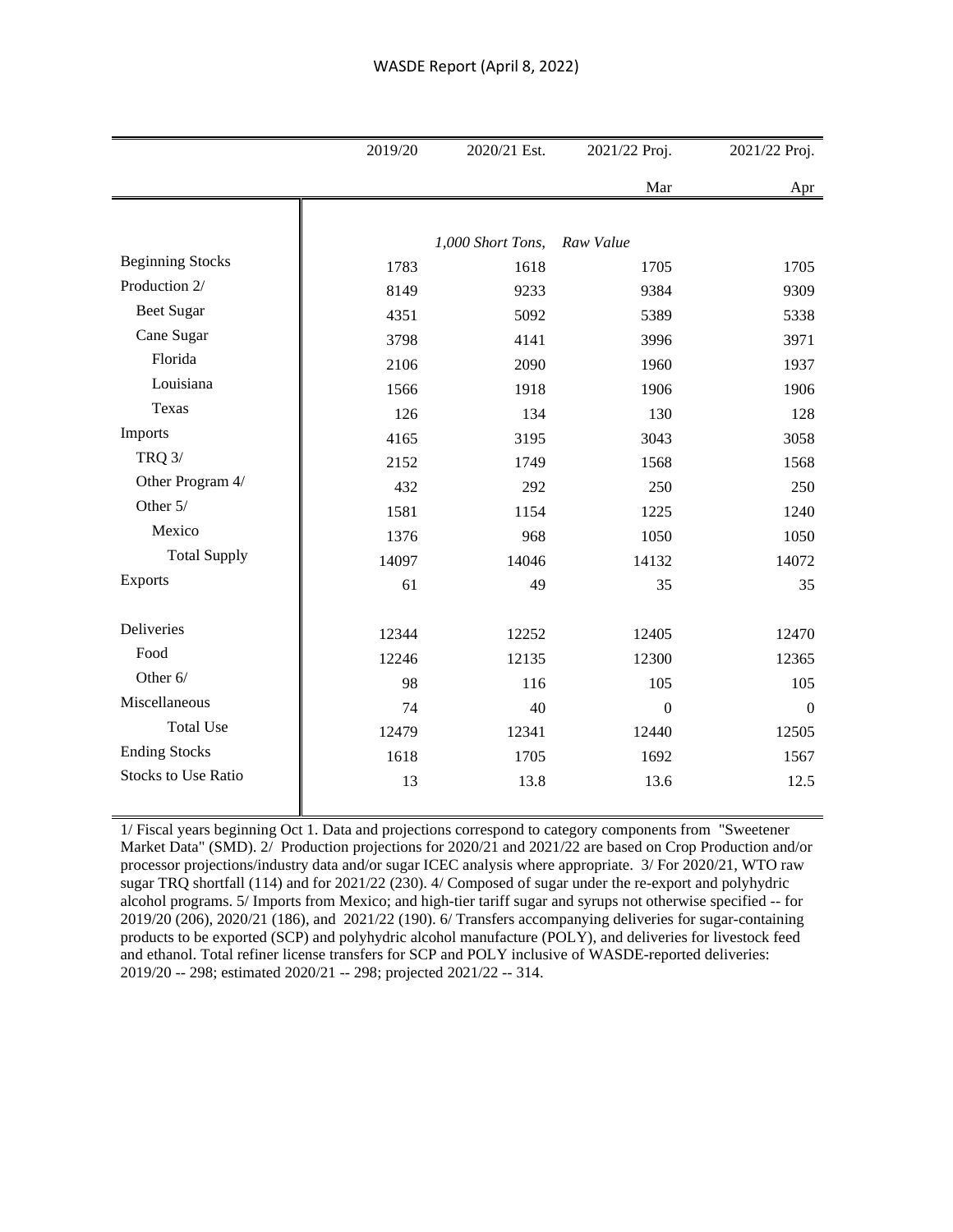WASDE Report (April 8, 2022)

| | 2019/20 | 2020/21 Est. | 2021/22 Proj. | 2021/22 Proj. |
|---|---|---|---|---|
| | | | Mar | Apr |
| | | *1,000 Short Tons,* | *Raw Value* | |
| Beginning Stocks | 1783 | 1618 | 1705 | 1705 |
| Production 2/ | 8149 | 9233 | 9384 | 9309 |
| Beet Sugar | 4351 | 5092 | 5389 | 5338 |
| Cane Sugar | 3798 | 4141 | 3996 | 3971 |
| Florida | 2106 | 2090 | 1960 | 1937 |
| Louisiana | 1566 | 1918 | 1906 | 1906 |
| Texas | 126 | 134 | 130 | 128 |
| Imports | 4165 | 3195 | 3043 | 3058 |
| TRQ 3/ | 2152 | 1749 | 1568 | 1568 |
| Other Program 4/ | 432 | 292 | 250 | 250 |
| Other 5/ | 1581 | 1154 | 1225 | 1240 |
| Mexico | 1376 | 968 | 1050 | 1050 |
| Total Supply | 14097 | 14046 | 14132 | 14072 |
| Exports | 61 | 49 | 35 | 35 |
| Deliveries | 12344 | 12252 | 12405 | 12470 |
| Food | 12246 | 12135 | 12300 | 12365 |
| Other 6/ | 98 | 116 | 105 | 105 |
| Miscellaneous | 74 | 40 | 0 | 0 |
| Total Use | 12479 | 12341 | 12440 | 12505 |
| Ending Stocks | 1618 | 1705 | 1692 | 1567 |
| Stocks to Use Ratio | 13 | 13.8 | 13.6 | 12.5 |

1/ Fiscal years beginning Oct 1. Data and projections correspond to category components from "Sweetener Market Data" (SMD). 2/ Production projections for 2020/21 and 2021/22 are based on Crop Production and/or processor projections/industry data and/or sugar ICEC analysis where appropriate. 3/ For 2020/21, WTO raw sugar TRQ shortfall (114) and for 2021/22 (230). 4/ Composed of sugar under the re-export and polyhydric alcohol programs. 5/ Imports from Mexico; and high-tier tariff sugar and syrups not otherwise specified -- for 2019/20 (206), 2020/21 (186), and 2021/22 (190). 6/ Transfers accompanying deliveries for sugar-containing products to be exported (SCP) and polyhydric alcohol manufacture (POLY), and deliveries for livestock feed and ethanol. Total refiner license transfers for SCP and POLY inclusive of WASDE-reported deliveries: 2019/20 -- 298; estimated 2020/21 -- 298; projected 2021/22 -- 314.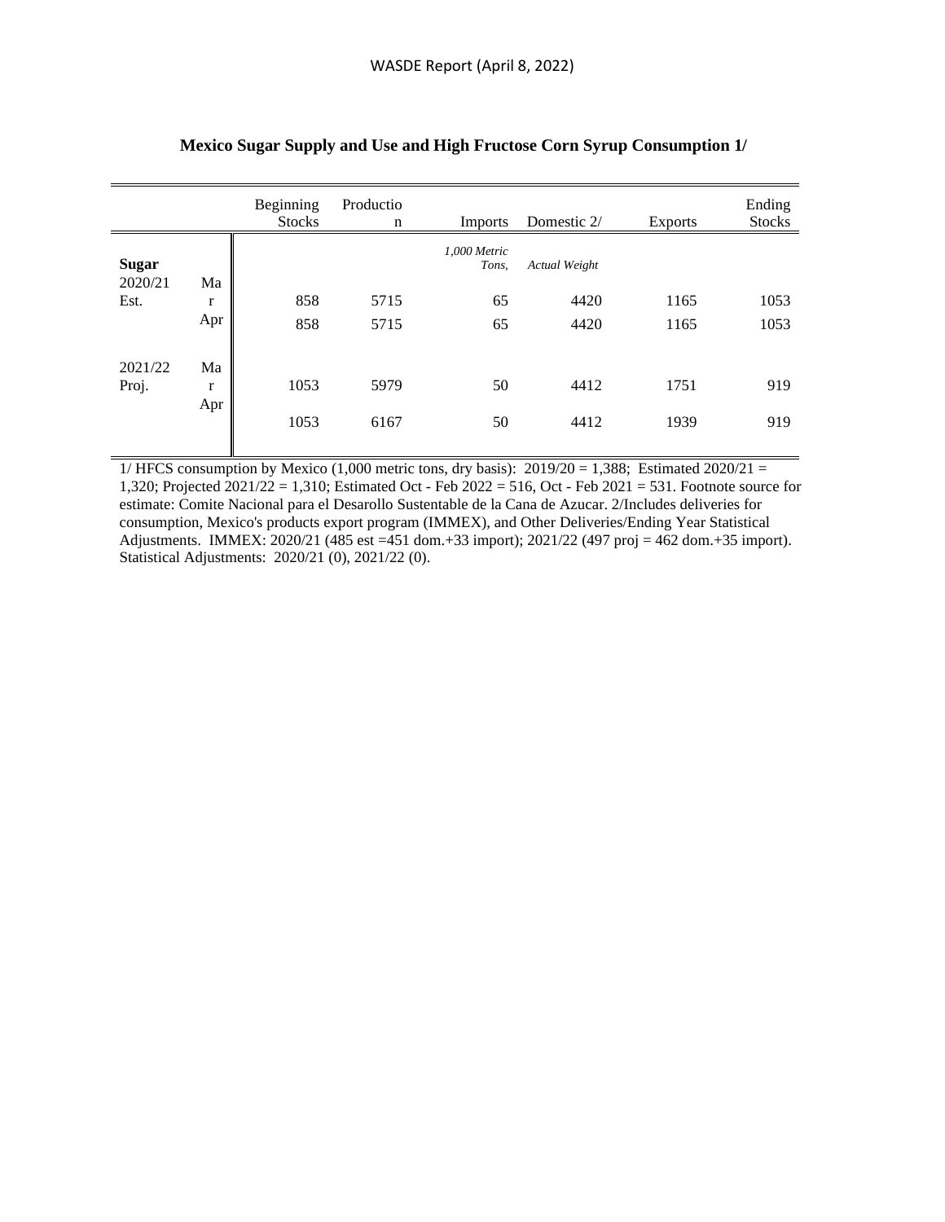## Mexico Sugar Supply and Use and High Fructose Corn Syrup Consumption 1/

| | | Beginning Stocks | Production | Imports | Domestic 2/ | Exports | Ending Stocks |
|---|---|---|---|---|---|---|---|
| | | | | *1,000 Metric Tons,* | *Actual Weight* | | |
| **Sugar** | | | | | | | |
| 2020/21 Est. | Mar | 858 | 5715 | 65 | 4420 | 1165 | 1053 |
| | Apr | 858 | 5715 | 65 | 4420 | 1165 | 1053 |
| 2021/22 Proj. | Mar | 1053 | 5979 | 50 | 4412 | 1751 | 919 |
| | Apr | 1053 | 6167 | 50 | 4412 | 1939 | 919 |

1/ HFCS consumption by Mexico (1,000 metric tons, dry basis): 2019/20 = 1,388; Estimated 2020/21 = 1,320; Projected 2021/22 = 1,310; Estimated Oct - Feb 2022 = 516, Oct - Feb 2021 = 531. Footnote source for estimate: Comite Nacional para el Desarollo Sustentable de la Cana de Azucar. 2/Includes deliveries for consumption, Mexico's products export program (IMMEX), and Other Deliveries/Ending Year Statistical Adjustments. IMMEX: 2020/21 (485 est =451 dom.+33 import); 2021/22 (497 proj = 462 dom.+35 import). Statistical Adjustments: 2020/21 (0), 2021/22 (0).